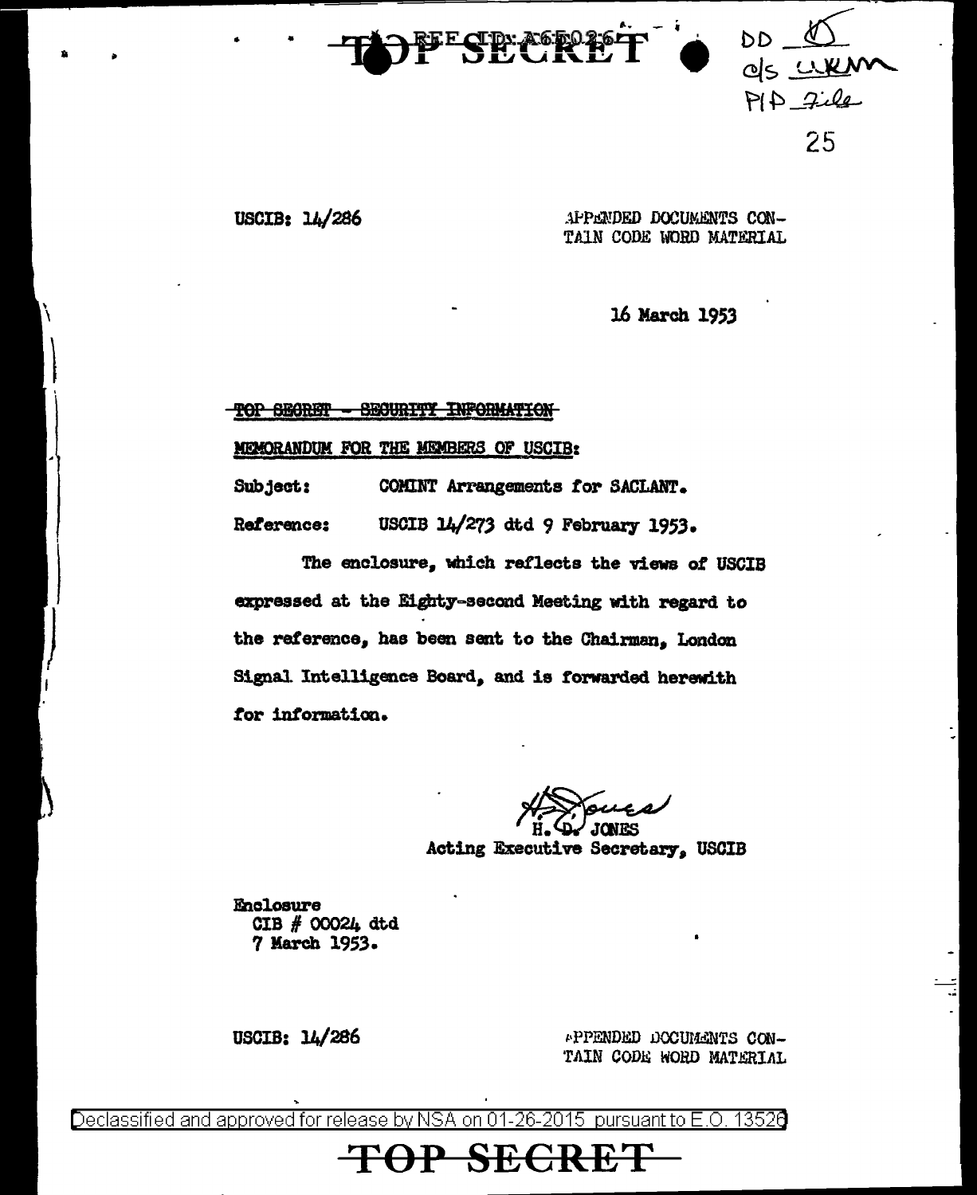USCIB: 14/286

APPENDED DOCUMENTS CONTAIN CODE WORD MATERIAL

16 March 1953

~~TOP SECRET - SECURITY INFORMATION~~

MEMORANDUM FOR THE MEMBERS OF USCIB:

Subject: COMINT Arrangements for SACLANT.

Reference: USCIB 14/273 dtd 9 February 1953.

The enclosure, which reflects the views of USCIB expressed at the Eighty-second Meeting with regard to the reference, has been sent to the Chairman, London Signal Intelligence Board, and is forwarded herewith for information.

H. D. JONES
Acting Executive Secretary, USCIB

Enclosure
CIB # 00024 dtd
7 March 1953.

USCIB: 14/286

APPENDED DOCUMENTS CONTAIN CODE WORD MATERIAL

Declassified and approved for release by NSA on 01-26-2015 pursuant to E.O. 13526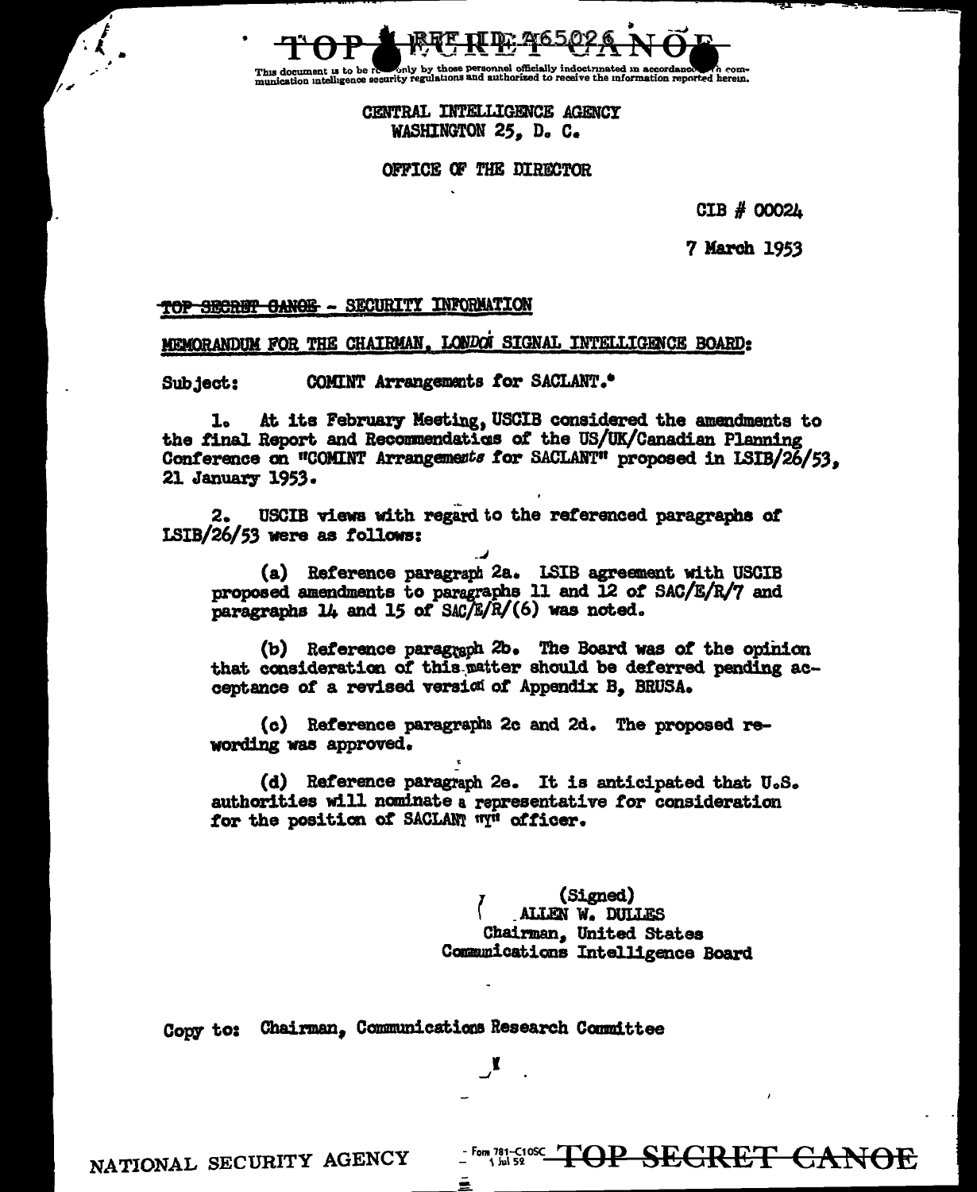TOP SECRET CANOE REF ID:A65026

This document is to be read only by those personnel officially indoctrinated in accordance with communication intelligence security regulations and authorized to receive the information reported herein.

CENTRAL INTELLIGENCE AGENCY
WASHINGTON 25, D. C.

OFFICE OF THE DIRECTOR

CIB # 00024

7 March 1953

~~TOP SECRET CANOE~~ - SECURITY INFORMATION

MEMORANDUM FOR THE CHAIRMAN, LONDON SIGNAL INTELLIGENCE BOARD:

Subject: COMINT Arrangements for SACLANT.*

1. At its February Meeting, USCIB considered the amendments to the final Report and Recommendations of the US/UK/Canadian Planning Conference on "COMINT Arrangements for SACLANT" proposed in LSIB/26/53, 21 January 1953.

2. USCIB views with regard to the referenced paragraphs of LSIB/26/53 were as follows:

(a) Reference paragraph 2a. LSIB agreement with USCIB proposed amendments to paragraphs 11 and 12 of SAC/E/R/7 and paragraphs 14 and 15 of SAC/E/R/(6) was noted.

(b) Reference paragraph 2b. The Board was of the opinion that consideration of this matter should be deferred pending acceptance of a revised version of Appendix B, BRUSA.

(c) Reference paragraphs 2c and 2d. The proposed rewording was approved.

(d) Reference paragraph 2e. It is anticipated that U.S. authorities will nominate a representative for consideration for the position of SACLANT "Y" officer.

(Signed)
ALLEN W. DULLES
Chairman, United States
Communications Intelligence Board

Copy to: Chairman, Communications Research Committee

NATIONAL SECURITY AGENCY — Form 781-C10SC 1 Jul 52 — TOP SECRET CANOE